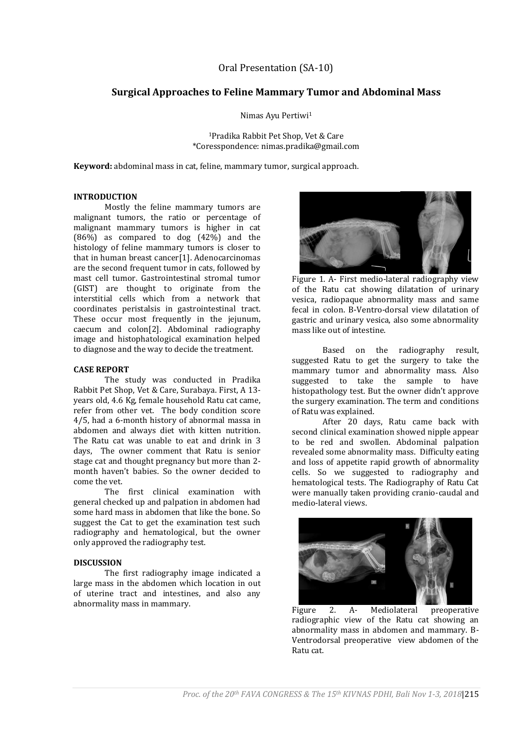Oral Presentation (SA-10)

# Surgical Approaches to Feline Mammary Tumor and Abdominal Mass

Nimas Ayu Pertiwi[1]

[1]Pradika Rabbit Pet Shop, Vet & Care
*Coresspondence: nimas.pradika@gmail.com

**Keyword:** abdominal mass in cat, feline, mammary tumor, surgical approach.

## INTRODUCTION

Mostly the feline mammary tumors are malignant tumors, the ratio or percentage of malignant mammary tumors is higher in cat (86%) as compared to dog (42%) and the histology of feline mammary tumors is closer to that in human breast cancer[1]. Adenocarcinomas are the second frequent tumor in cats, followed by mast cell tumor. Gastrointestinal stromal tumor (GIST) are thought to originate from the interstitial cells which from a network that coordinates peristalsis in gastrointestinal tract. These occur most frequently in the jejunum, caecum and colon[2]. Abdominal radiography image and histophatological examination helped to diagnose and the way to decide the treatment.

## CASE REPORT

The study was conducted in Pradika Rabbit Pet Shop, Vet & Care, Surabaya. First, A 13-years old, 4.6 Kg, female household Ratu cat came, refer from other vet. The body condition score 4/5, had a 6-month history of abnormal massa in abdomen and always diet with kitten nutrition. The Ratu cat was unable to eat and drink in 3 days, The owner comment that Ratu is senior stage cat and thought pregnancy but more than 2-month haven't babies. So the owner decided to come the vet.

The first clinical examination with general checked up and palpation in abdomen had some hard mass in abdomen that like the bone. So suggest the Cat to get the examination test such radiography and hematological, but the owner only approved the radiography test.

## DISCUSSION

The first radiography image indicated a large mass in the abdomen which location in out of uterine tract and intestines, and also any abnormality mass in mammary.

Figure 1. A- First medio-lateral radiography view of the Ratu cat showing dilatation of urinary vesica, radiopaque abnormality mass and same fecal in colon. B-Ventro-dorsal view dilatation of gastric and urinary vesica, also some abnormality mass like out of intestine.

Based on the radiography result, suggested Ratu to get the surgery to take the mammary tumor and abnormality mass. Also suggested to take the sample to have histopathology test. But the owner didn't approve the surgery examination. The term and conditions of Ratu was explained.

After 20 days, Ratu came back with second clinical examination showed nipple appear to be red and swollen. Abdominal palpation revealed some abnormality mass. Difficulty eating and loss of appetite rapid growth of abnormality cells. So we suggested to radiography and hematological tests. The Radiography of Ratu Cat were manually taken providing cranio-caudal and medio-lateral views.

Figure 2. A- Mediolateral preoperative radiographic view of the Ratu cat showing an abnormality mass in abdomen and mammary. B-Ventrodorsal preoperative view abdomen of the Ratu cat.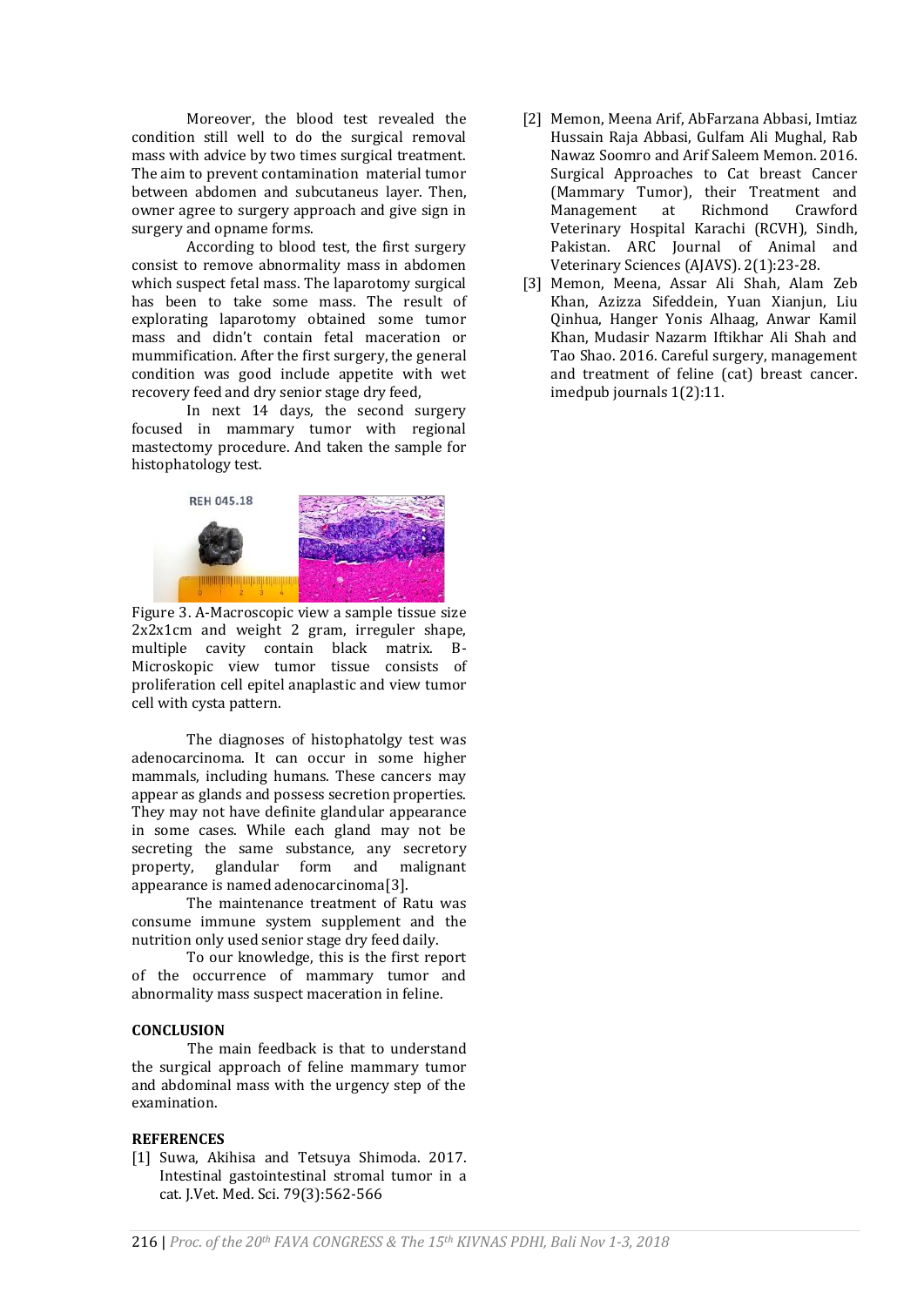Moreover, the blood test revealed the condition still well to do the surgical removal mass with advice by two times surgical treatment. The aim to prevent contamination material tumor between abdomen and subcutaneus layer. Then, owner agree to surgery approach and give sign in surgery and opname forms.

According to blood test, the first surgery consist to remove abnormality mass in abdomen which suspect fetal mass. The laparotomy surgical has been to take some mass. The result of explorating laparotomy obtained some tumor mass and didn't contain fetal maceration or mummification. After the first surgery, the general condition was good include appetite with wet recovery feed and dry senior stage dry feed,

In next 14 days, the second surgery focused in mammary tumor with regional mastectomy procedure. And taken the sample for histophatology test.

Figure 3. A-Macroscopic view a sample tissue size 2x2x1cm and weight 2 gram, irreguler shape, multiple cavity contain black matrix. B-Microskopic view tumor tissue consists of proliferation cell epitel anaplastic and view tumor cell with cysta pattern.

The diagnoses of histophatolgy test was adenocarcinoma. It can occur in some higher mammals, including humans. These cancers may appear as glands and possess secretion properties. They may not have definite glandular appearance in some cases. While each gland may not be secreting the same substance, any secretory property, glandular form and malignant appearance is named adenocarcinoma[3].

The maintenance treatment of Ratu was consume immune system supplement and the nutrition only used senior stage dry feed daily.

To our knowledge, this is the first report of the occurrence of mammary tumor and abnormality mass suspect maceration in feline.

## CONCLUSION

The main feedback is that to understand the surgical approach of feline mammary tumor and abdominal mass with the urgency step of the examination.

## REFERENCES

[1] Suwa, Akihisa and Tetsuya Shimoda. 2017. Intestinal gastointestinal stromal tumor in a cat. J.Vet. Med. Sci. 79(3):562-566

[2] Memon, Meena Arif, AbFarzana Abbasi, Imtiaz Hussain Raja Abbasi, Gulfam Ali Mughal, Rab Nawaz Soomro and Arif Saleem Memon. 2016. Surgical Approaches to Cat breast Cancer (Mammary Tumor), their Treatment and Management at Richmond Crawford Veterinary Hospital Karachi (RCVH), Sindh, Pakistan. ARC Journal of Animal and Veterinary Sciences (AJAVS). 2(1):23-28.

[3] Memon, Meena, Assar Ali Shah, Alam Zeb Khan, Azizza Sifeddein, Yuan Xianjun, Liu Qinhua, Hanger Yonis Alhaag, Anwar Kamil Khan, Mudasir Nazarm Iftikhar Ali Shah and Tao Shao. 2016. Careful surgery, management and treatment of feline (cat) breast cancer. imedpub journals 1(2):11.